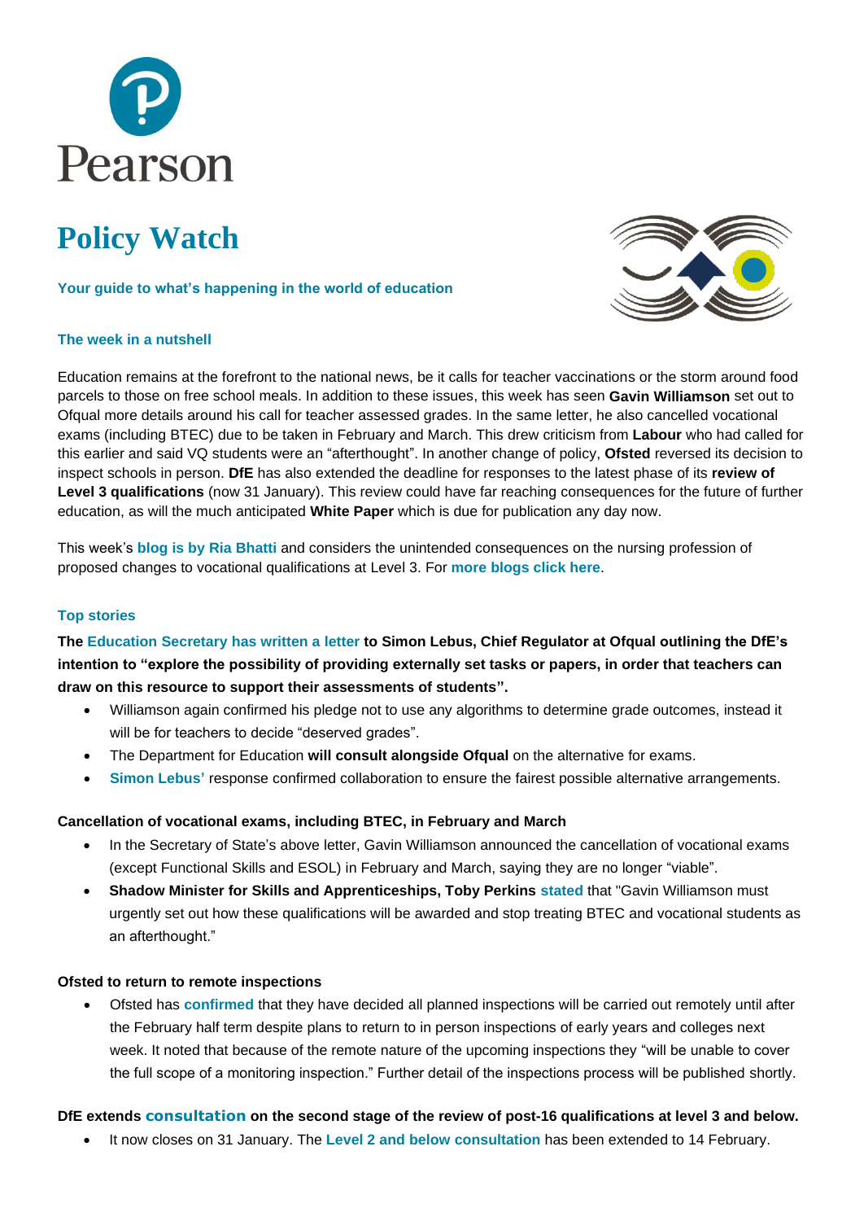Pearson

# Policy Watch

**Your guide to what's happening in the world of education**

## The week in a nutshell

Education remains at the forefront to the national news, be it calls for teacher vaccinations or the storm around food parcels to those on free school meals. In addition to these issues, this week has seen **Gavin Williamson** set out to Ofqual more details around his call for teacher assessed grades. In the same letter, he also cancelled vocational exams (including BTEC) due to be taken in February and March. This drew criticism from **Labour** who had called for this earlier and said VQ students were an "afterthought". In another change of policy, **Ofsted** reversed its decision to inspect schools in person. **DfE** has also extended the deadline for responses to the latest phase of its **review of Level 3 qualifications** (now 31 January). This review could have far reaching consequences for the future of further education, as will the much anticipated **White Paper** which is due for publication any day now.

This week's **blog is by Ria Bhatti** and considers the unintended consequences on the nursing profession of proposed changes to vocational qualifications at Level 3. For **more blogs click here**.

## Top stories

**The Education Secretary has written a letter to Simon Lebus, Chief Regulator at Ofqual outlining the DfE's intention to "explore the possibility of providing externally set tasks or papers, in order that teachers can draw on this resource to support their assessments of students".**

- Williamson again confirmed his pledge not to use any algorithms to determine grade outcomes, instead it will be for teachers to decide "deserved grades".
- The Department for Education **will consult alongside Ofqual** on the alternative for exams.
- Simon Lebus' response confirmed collaboration to ensure the fairest possible alternative arrangements.

**Cancellation of vocational exams, including BTEC, in February and March**

- In the Secretary of State's above letter, Gavin Williamson announced the cancellation of vocational exams (except Functional Skills and ESOL) in February and March, saying they are no longer "viable".
- **Shadow Minister for Skills and Apprenticeships, Toby Perkins** stated that "Gavin Williamson must urgently set out how these qualifications will be awarded and stop treating BTEC and vocational students as an afterthought."

**Ofsted to return to remote inspections**

- Ofsted has **confirmed** that they have decided all planned inspections will be carried out remotely until after the February half term despite plans to return to in person inspections of early years and colleges next week. It noted that because of the remote nature of the upcoming inspections they "will be unable to cover the full scope of a monitoring inspection." Further detail of the inspections process will be published shortly.

**DfE extends consultation on the second stage of the review of post-16 qualifications at level 3 and below.**

- It now closes on 31 January. The **Level 2 and below consultation** has been extended to 14 February.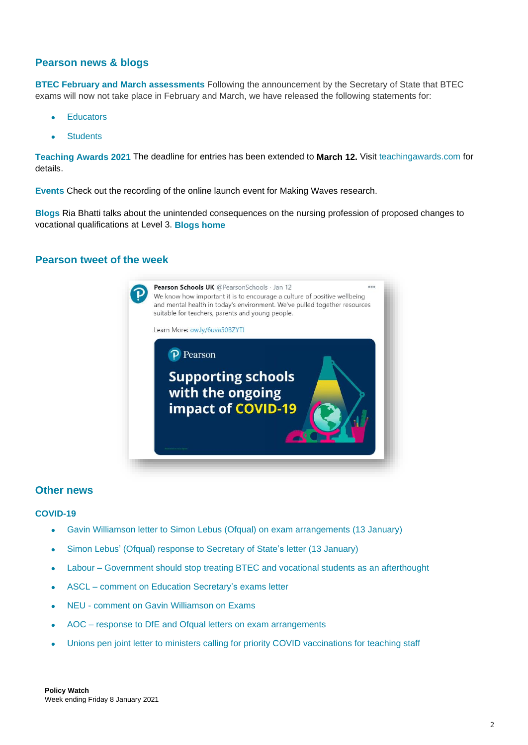## Pearson news & blogs

**BTEC February and March assessments** Following the announcement by the Secretary of State that BTEC exams will now not take place in February and March, we have released the following statements for:

- Educators
- Students

**Teaching Awards 2021** The deadline for entries has been extended to **March 12.** Visit teachingawards.com for details.

**Events** Check out the recording of the online launch event for Making Waves research.

**Blogs** Ria Bhatti talks about the unintended consequences on the nursing profession of proposed changes to vocational qualifications at Level 3. **Blogs home**

## Pearson tweet of the week

Pearson Schools UK @PearsonSchools · Jan 12

We know how important it is to encourage a culture of positive wellbeing and mental health in today's environment. We've pulled together resources suitable for teachers, parents and young people.

Learn More: ow.ly/6uva50BZYTI

Supporting schools with the ongoing impact of COVID-19

## Other news

### COVID-19

- Gavin Williamson letter to Simon Lebus (Ofqual) on exam arrangements (13 January)
- Simon Lebus' (Ofqual) response to Secretary of State's letter (13 January)
- Labour – Government should stop treating BTEC and vocational students as an afterthought
- ASCL – comment on Education Secretary's exams letter
- NEU - comment on Gavin Williamson on Exams
- AOC – response to DfE and Ofqual letters on exam arrangements
- Unions pen joint letter to ministers calling for priority COVID vaccinations for teaching staff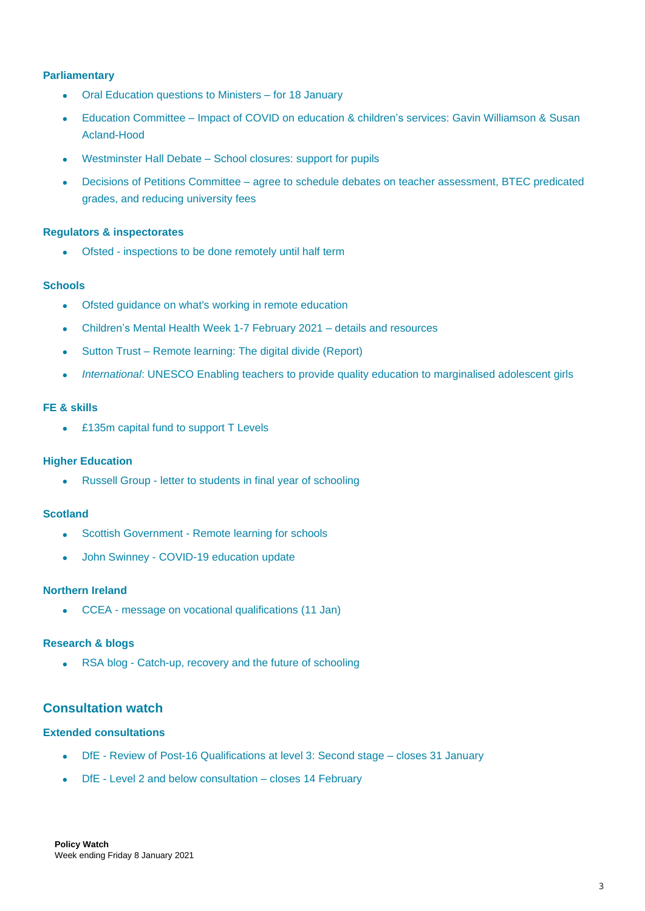### Parliamentary

- Oral Education questions to Ministers – for 18 January
- Education Committee – Impact of COVID on education & children's services: Gavin Williamson & Susan Acland-Hood
- Westminster Hall Debate – School closures: support for pupils
- Decisions of Petitions Committee – agree to schedule debates on teacher assessment, BTEC predicated grades, and reducing university fees

### Regulators & inspectorates

- Ofsted - inspections to be done remotely until half term

### Schools

- Ofsted guidance on what's working in remote education
- Children's Mental Health Week 1-7 February 2021 – details and resources
- Sutton Trust – Remote learning: The digital divide (Report)
- *International*: UNESCO Enabling teachers to provide quality education to marginalised adolescent girls

### FE & skills

- £135m capital fund to support T Levels

### Higher Education

- Russell Group - letter to students in final year of schooling

### Scotland

- Scottish Government - Remote learning for schools
- John Swinney - COVID-19 education update

### Northern Ireland

- CCEA - message on vocational qualifications (11 Jan)

### Research & blogs

- RSA blog - Catch-up, recovery and the future of schooling

## Consultation watch

### Extended consultations

- DfE - Review of Post-16 Qualifications at level 3: Second stage – closes 31 January
- DfE - Level 2 and below consultation – closes 14 February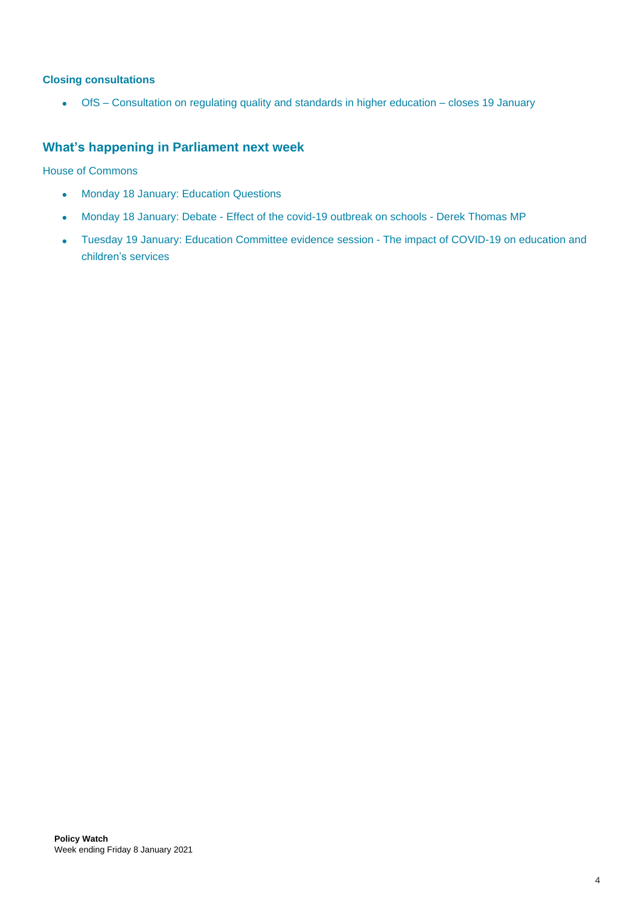### Closing consultations

- OfS – Consultation on regulating quality and standards in higher education – closes 19 January

## What's happening in Parliament next week

House of Commons

- Monday 18 January: Education Questions
- Monday 18 January: Debate - Effect of the covid-19 outbreak on schools - Derek Thomas MP
- Tuesday 19 January: Education Committee evidence session - The impact of COVID-19 on education and children's services